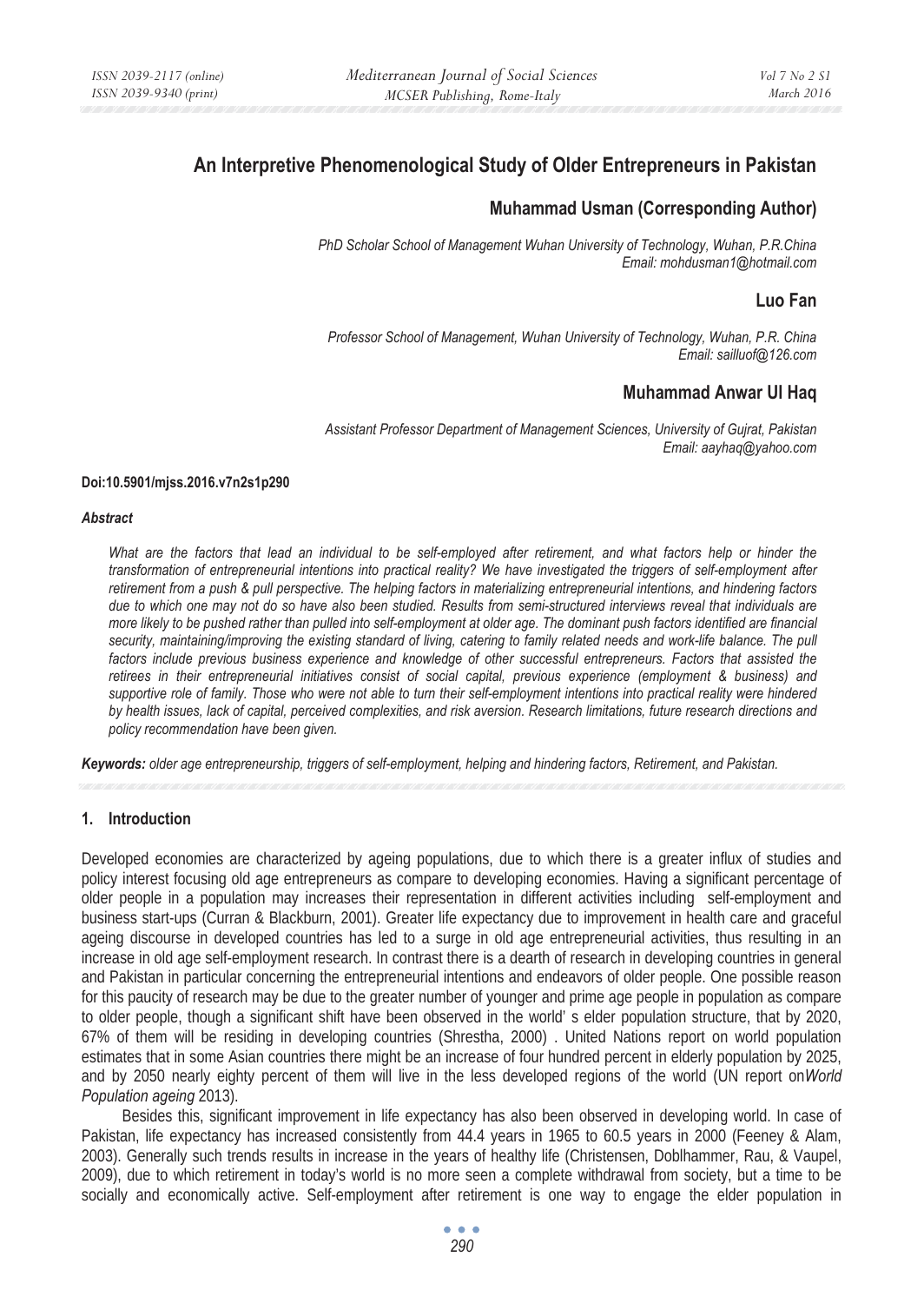# An Interpretive Phenomenological Study of Older Entrepreneurs in Pakistan

## Muhammad Usman (Corresponding Author)

*PhD Scholar School of Management Wuhan University of Technology, Wuhan, P.R.China*
*Email: mohdusman1@hotmail.com*

## Luo Fan

*Professor School of Management, Wuhan University of Technology, Wuhan, P.R. China*
*Email: sailluof@126.com*

## Muhammad Anwar Ul Haq

*Assistant Professor Department of Management Sciences, University of Gujrat, Pakistan*
*Email: aayhaq@yahoo.com*

**Doi:10.5901/mjss.2016.v7n2s1p290**

***Abstract***

*What are the factors that lead an individual to be self-employed after retirement, and what factors help or hinder the transformation of entrepreneurial intentions into practical reality? We have investigated the triggers of self-employment after retirement from a push & pull perspective. The helping factors in materializing entrepreneurial intentions, and hindering factors due to which one may not do so have also been studied. Results from semi-structured interviews reveal that individuals are more likely to be pushed rather than pulled into self-employment at older age. The dominant push factors identified are financial security, maintaining/improving the existing standard of living, catering to family related needs and work-life balance. The pull factors include previous business experience and knowledge of other successful entrepreneurs. Factors that assisted the retirees in their entrepreneurial initiatives consist of social capital, previous experience (employment & business) and supportive role of family. Those who were not able to turn their self-employment intentions into practical reality were hindered by health issues, lack of capital, perceived complexities, and risk aversion. Research limitations, future research directions and policy recommendation have been given.*

***Keywords:*** *older age entrepreneurship, triggers of self-employment, helping and hindering factors, Retirement, and Pakistan.*

### 1. Introduction

Developed economies are characterized by ageing populations, due to which there is a greater influx of studies and policy interest focusing old age entrepreneurs as compare to developing economies. Having a significant percentage of older people in a population may increases their representation in different activities including self-employment and business start-ups (Curran & Blackburn, 2001). Greater life expectancy due to improvement in health care and graceful ageing discourse in developed countries has led to a surge in old age entrepreneurial activities, thus resulting in an increase in old age self-employment research. In contrast there is a dearth of research in developing countries in general and Pakistan in particular concerning the entrepreneurial intentions and endeavors of older people. One possible reason for this paucity of research may be due to the greater number of younger and prime age people in population as compare to older people, though a significant shift have been observed in the world' s elder population structure, that by 2020, 67% of them will be residing in developing countries (Shrestha, 2000) . United Nations report on world population estimates that in some Asian countries there might be an increase of four hundred percent in elderly population by 2025, and by 2050 nearly eighty percent of them will live in the less developed regions of the world (UN report on*World Population ageing* 2013).

Besides this, significant improvement in life expectancy has also been observed in developing world. In case of Pakistan, life expectancy has increased consistently from 44.4 years in 1965 to 60.5 years in 2000 (Feeney & Alam, 2003). Generally such trends results in increase in the years of healthy life (Christensen, Doblhammer, Rau, & Vaupel, 2009), due to which retirement in today's world is no more seen a complete withdrawal from society, but a time to be socially and economically active. Self-employment after retirement is one way to engage the elder population in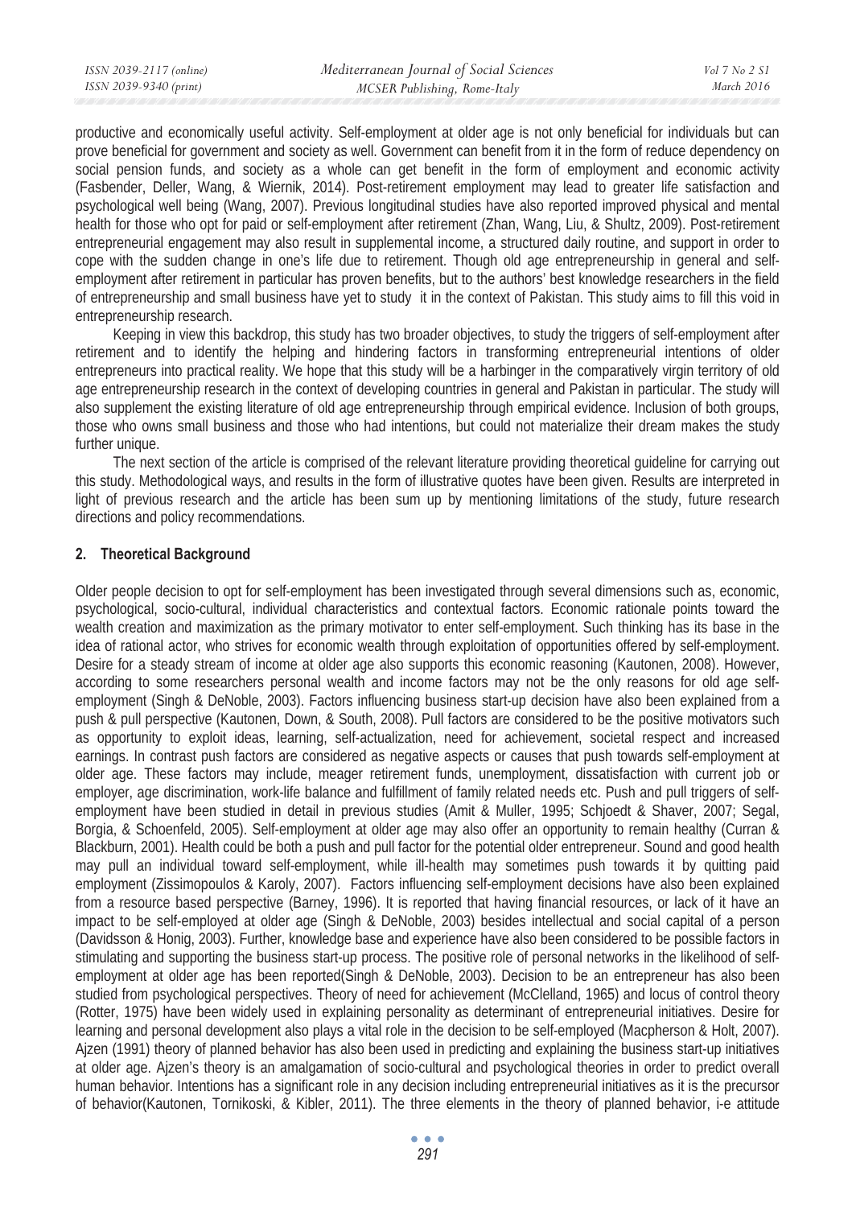productive and economically useful activity. Self-employment at older age is not only beneficial for individuals but can prove beneficial for government and society as well. Government can benefit from it in the form of reduce dependency on social pension funds, and society as a whole can get benefit in the form of employment and economic activity (Fasbender, Deller, Wang, & Wiernik, 2014). Post-retirement employment may lead to greater life satisfaction and psychological well being (Wang, 2007). Previous longitudinal studies have also reported improved physical and mental health for those who opt for paid or self-employment after retirement (Zhan, Wang, Liu, & Shultz, 2009). Post-retirement entrepreneurial engagement may also result in supplemental income, a structured daily routine, and support in order to cope with the sudden change in one's life due to retirement. Though old age entrepreneurship in general and self-employment after retirement in particular has proven benefits, but to the authors' best knowledge researchers in the field of entrepreneurship and small business have yet to study it in the context of Pakistan. This study aims to fill this void in entrepreneurship research.

Keeping in view this backdrop, this study has two broader objectives, to study the triggers of self-employment after retirement and to identify the helping and hindering factors in transforming entrepreneurial intentions of older entrepreneurs into practical reality. We hope that this study will be a harbinger in the comparatively virgin territory of old age entrepreneurship research in the context of developing countries in general and Pakistan in particular. The study will also supplement the existing literature of old age entrepreneurship through empirical evidence. Inclusion of both groups, those who owns small business and those who had intentions, but could not materialize their dream makes the study further unique.

The next section of the article is comprised of the relevant literature providing theoretical guideline for carrying out this study. Methodological ways, and results in the form of illustrative quotes have been given. Results are interpreted in light of previous research and the article has been sum up by mentioning limitations of the study, future research directions and policy recommendations.

## 2. Theoretical Background

Older people decision to opt for self-employment has been investigated through several dimensions such as, economic, psychological, socio-cultural, individual characteristics and contextual factors. Economic rationale points toward the wealth creation and maximization as the primary motivator to enter self-employment. Such thinking has its base in the idea of rational actor, who strives for economic wealth through exploitation of opportunities offered by self-employment. Desire for a steady stream of income at older age also supports this economic reasoning (Kautonen, 2008). However, according to some researchers personal wealth and income factors may not be the only reasons for old age self-employment (Singh & DeNoble, 2003). Factors influencing business start-up decision have also been explained from a push & pull perspective (Kautonen, Down, & South, 2008). Pull factors are considered to be the positive motivators such as opportunity to exploit ideas, learning, self-actualization, need for achievement, societal respect and increased earnings. In contrast push factors are considered as negative aspects or causes that push towards self-employment at older age. These factors may include, meager retirement funds, unemployment, dissatisfaction with current job or employer, age discrimination, work-life balance and fulfillment of family related needs etc. Push and pull triggers of self-employment have been studied in detail in previous studies (Amit & Muller, 1995; Schjoedt & Shaver, 2007; Segal, Borgia, & Schoenfeld, 2005). Self-employment at older age may also offer an opportunity to remain healthy (Curran & Blackburn, 2001). Health could be both a push and pull factor for the potential older entrepreneur. Sound and good health may pull an individual toward self-employment, while ill-health may sometimes push towards it by quitting paid employment (Zissimopoulos & Karoly, 2007). Factors influencing self-employment decisions have also been explained from a resource based perspective (Barney, 1996). It is reported that having financial resources, or lack of it have an impact to be self-employed at older age (Singh & DeNoble, 2003) besides intellectual and social capital of a person (Davidsson & Honig, 2003). Further, knowledge base and experience have also been considered to be possible factors in stimulating and supporting the business start-up process. The positive role of personal networks in the likelihood of self-employment at older age has been reported(Singh & DeNoble, 2003). Decision to be an entrepreneur has also been studied from psychological perspectives. Theory of need for achievement (McClelland, 1965) and locus of control theory (Rotter, 1975) have been widely used in explaining personality as determinant of entrepreneurial initiatives. Desire for learning and personal development also plays a vital role in the decision to be self-employed (Macpherson & Holt, 2007). Ajzen (1991) theory of planned behavior has also been used in predicting and explaining the business start-up initiatives at older age. Ajzen's theory is an amalgamation of socio-cultural and psychological theories in order to predict overall human behavior. Intentions has a significant role in any decision including entrepreneurial initiatives as it is the precursor of behavior(Kautonen, Tornikoski, & Kibler, 2011). The three elements in the theory of planned behavior, i-e attitude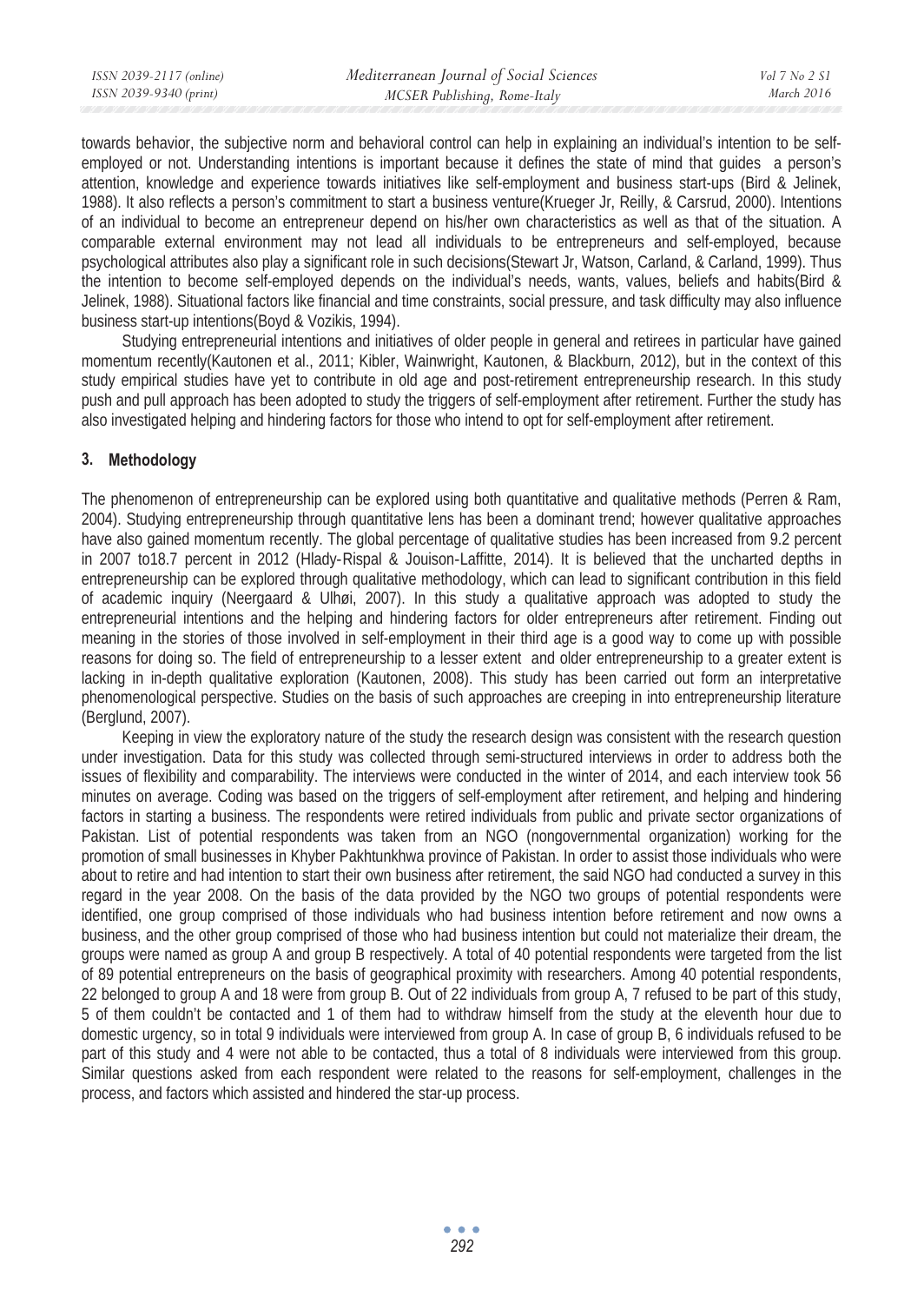towards behavior, the subjective norm and behavioral control can help in explaining an individual's intention to be self-employed or not. Understanding intentions is important because it defines the state of mind that guides a person's attention, knowledge and experience towards initiatives like self-employment and business start-ups (Bird & Jelinek, 1988). It also reflects a person's commitment to start a business venture(Krueger Jr, Reilly, & Carsrud, 2000). Intentions of an individual to become an entrepreneur depend on his/her own characteristics as well as that of the situation. A comparable external environment may not lead all individuals to be entrepreneurs and self-employed, because psychological attributes also play a significant role in such decisions(Stewart Jr, Watson, Carland, & Carland, 1999). Thus the intention to become self-employed depends on the individual's needs, wants, values, beliefs and habits(Bird & Jelinek, 1988). Situational factors like financial and time constraints, social pressure, and task difficulty may also influence business start-up intentions(Boyd & Vozikis, 1994).

Studying entrepreneurial intentions and initiatives of older people in general and retirees in particular have gained momentum recently(Kautonen et al., 2011; Kibler, Wainwright, Kautonen, & Blackburn, 2012), but in the context of this study empirical studies have yet to contribute in old age and post-retirement entrepreneurship research. In this study push and pull approach has been adopted to study the triggers of self-employment after retirement. Further the study has also investigated helping and hindering factors for those who intend to opt for self-employment after retirement.

## 3. Methodology

The phenomenon of entrepreneurship can be explored using both quantitative and qualitative methods (Perren & Ram, 2004). Studying entrepreneurship through quantitative lens has been a dominant trend; however qualitative approaches have also gained momentum recently. The global percentage of qualitative studies has been increased from 9.2 percent in 2007 to18.7 percent in 2012 (Hlady-Rispal & Jouison-Laffitte, 2014). It is believed that the uncharted depths in entrepreneurship can be explored through qualitative methodology, which can lead to significant contribution in this field of academic inquiry (Neergaard & Ulhøi, 2007). In this study a qualitative approach was adopted to study the entrepreneurial intentions and the helping and hindering factors for older entrepreneurs after retirement. Finding out meaning in the stories of those involved in self-employment in their third age is a good way to come up with possible reasons for doing so. The field of entrepreneurship to a lesser extent and older entrepreneurship to a greater extent is lacking in in-depth qualitative exploration (Kautonen, 2008). This study has been carried out form an interpretative phenomenological perspective. Studies on the basis of such approaches are creeping in into entrepreneurship literature (Berglund, 2007).

Keeping in view the exploratory nature of the study the research design was consistent with the research question under investigation. Data for this study was collected through semi-structured interviews in order to address both the issues of flexibility and comparability. The interviews were conducted in the winter of 2014, and each interview took 56 minutes on average. Coding was based on the triggers of self-employment after retirement, and helping and hindering factors in starting a business. The respondents were retired individuals from public and private sector organizations of Pakistan. List of potential respondents was taken from an NGO (nongovernmental organization) working for the promotion of small businesses in Khyber Pakhtunkhwa province of Pakistan. In order to assist those individuals who were about to retire and had intention to start their own business after retirement, the said NGO had conducted a survey in this regard in the year 2008. On the basis of the data provided by the NGO two groups of potential respondents were identified, one group comprised of those individuals who had business intention before retirement and now owns a business, and the other group comprised of those who had business intention but could not materialize their dream, the groups were named as group A and group B respectively. A total of 40 potential respondents were targeted from the list of 89 potential entrepreneurs on the basis of geographical proximity with researchers. Among 40 potential respondents, 22 belonged to group A and 18 were from group B. Out of 22 individuals from group A, 7 refused to be part of this study, 5 of them couldn't be contacted and 1 of them had to withdraw himself from the study at the eleventh hour due to domestic urgency, so in total 9 individuals were interviewed from group A. In case of group B, 6 individuals refused to be part of this study and 4 were not able to be contacted, thus a total of 8 individuals were interviewed from this group. Similar questions asked from each respondent were related to the reasons for self-employment, challenges in the process, and factors which assisted and hindered the star-up process.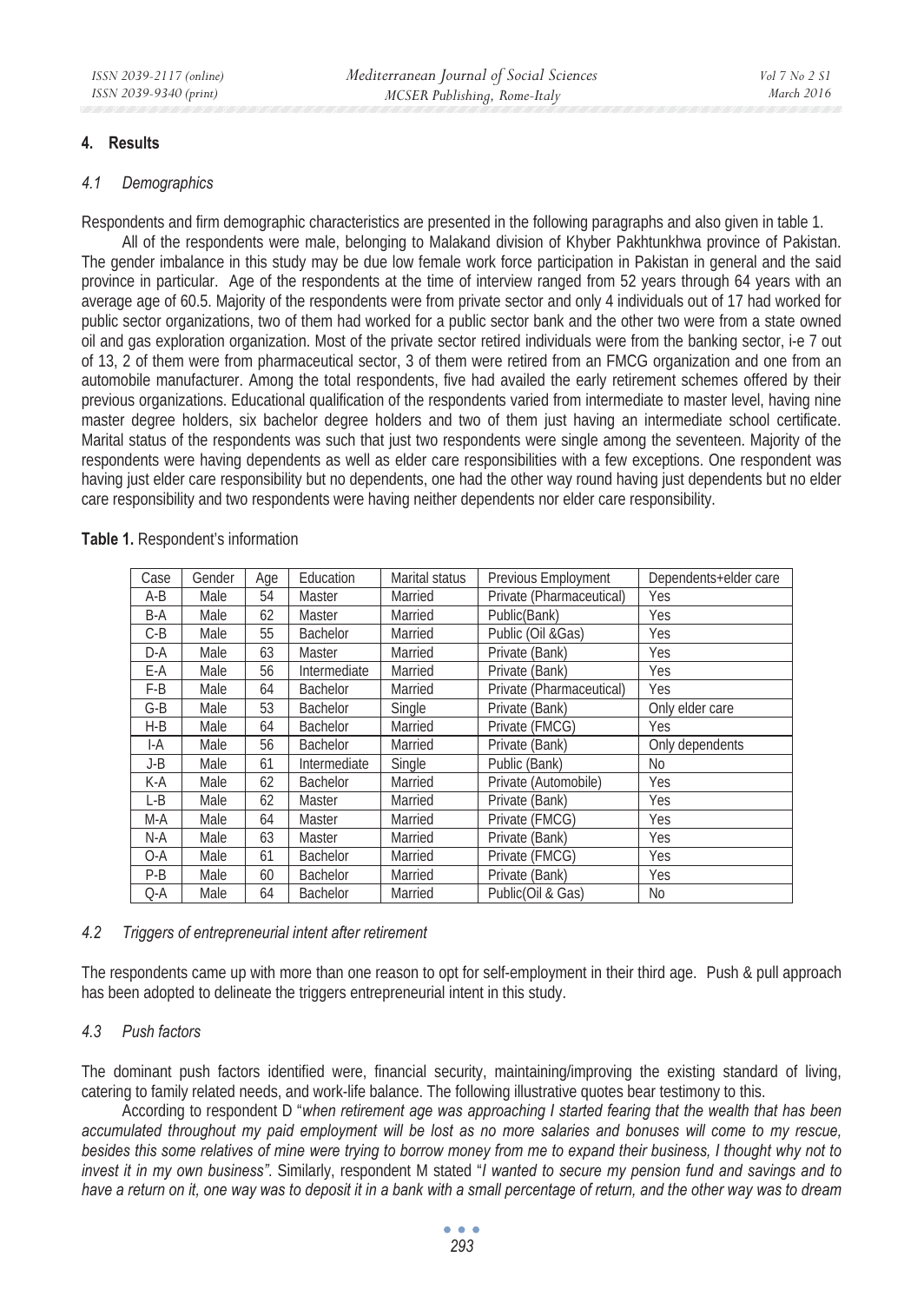## 4. Results

### *4.1 Demographics*

Respondents and firm demographic characteristics are presented in the following paragraphs and also given in table 1.

All of the respondents were male, belonging to Malakand division of Khyber Pakhtunkhwa province of Pakistan. The gender imbalance in this study may be due low female work force participation in Pakistan in general and the said province in particular. Age of the respondents at the time of interview ranged from 52 years through 64 years with an average age of 60.5. Majority of the respondents were from private sector and only 4 individuals out of 17 had worked for public sector organizations, two of them had worked for a public sector bank and the other two were from a state owned oil and gas exploration organization. Most of the private sector retired individuals were from the banking sector, i-e 7 out of 13, 2 of them were from pharmaceutical sector, 3 of them were retired from an FMCG organization and one from an automobile manufacturer. Among the total respondents, five had availed the early retirement schemes offered by their previous organizations. Educational qualification of the respondents varied from intermediate to master level, having nine master degree holders, six bachelor degree holders and two of them just having an intermediate school certificate. Marital status of the respondents was such that just two respondents were single among the seventeen. Majority of the respondents were having dependents as well as elder care responsibilities with a few exceptions. One respondent was having just elder care responsibility but no dependents, one had the other way round having just dependents but no elder care responsibility and two respondents were having neither dependents nor elder care responsibility.

**Table 1.** Respondent's information

| Case | Gender | Age | Education | Marital status | Previous Employment | Dependents+elder care |
|---|---|---|---|---|---|---|
| A-B | Male | 54 | Master | Married | Private (Pharmaceutical) | Yes |
| B-A | Male | 62 | Master | Married | Public(Bank) | Yes |
| C-B | Male | 55 | Bachelor | Married | Public (Oil &Gas) | Yes |
| D-A | Male | 63 | Master | Married | Private (Bank) | Yes |
| E-A | Male | 56 | Intermediate | Married | Private (Bank) | Yes |
| F-B | Male | 64 | Bachelor | Married | Private (Pharmaceutical) | Yes |
| G-B | Male | 53 | Bachelor | Single | Private (Bank) | Only elder care |
| H-B | Male | 64 | Bachelor | Married | Private (FMCG) | Yes |
| I-A | Male | 56 | Bachelor | Married | Private (Bank) | Only dependents |
| J-B | Male | 61 | Intermediate | Single | Public (Bank) | No |
| K-A | Male | 62 | Bachelor | Married | Private (Automobile) | Yes |
| L-B | Male | 62 | Master | Married | Private (Bank) | Yes |
| M-A | Male | 64 | Master | Married | Private (FMCG) | Yes |
| N-A | Male | 63 | Master | Married | Private (Bank) | Yes |
| O-A | Male | 61 | Bachelor | Married | Private (FMCG) | Yes |
| P-B | Male | 60 | Bachelor | Married | Private (Bank) | Yes |
| Q-A | Male | 64 | Bachelor | Married | Public(Oil & Gas) | No |

### *4.2 Triggers of entrepreneurial intent after retirement*

The respondents came up with more than one reason to opt for self-employment in their third age. Push & pull approach has been adopted to delineate the triggers entrepreneurial intent in this study.

### *4.3 Push factors*

The dominant push factors identified were, financial security, maintaining/improving the existing standard of living, catering to family related needs, and work-life balance. The following illustrative quotes bear testimony to this.

According to respondent D "*when retirement age was approaching I started fearing that the wealth that has been accumulated throughout my paid employment will be lost as no more salaries and bonuses will come to my rescue, besides this some relatives of mine were trying to borrow money from me to expand their business, I thought why not to invest it in my own business"*. Similarly, respondent M stated "*I wanted to secure my pension fund and savings and to have a return on it, one way was to deposit it in a bank with a small percentage of return, and the other way was to dream*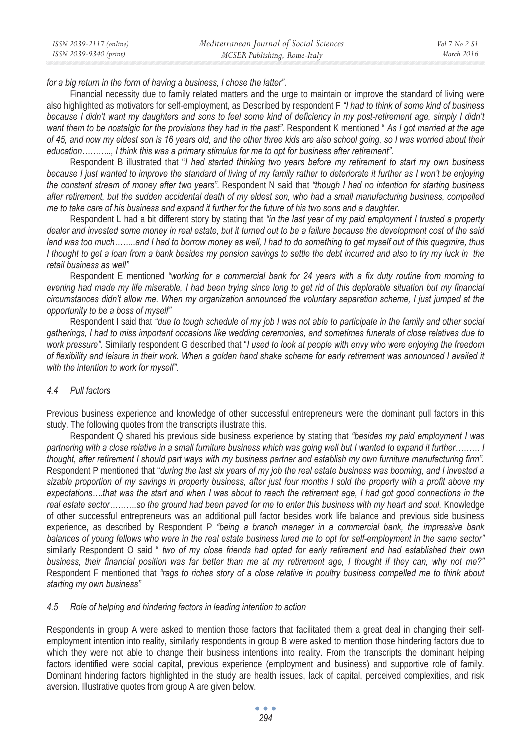*for a big return in the form of having a business, I chose the latter".*

Financial necessity due to family related matters and the urge to maintain or improve the standard of living were also highlighted as motivators for self-employment, as Described by respondent F *"I had to think of some kind of business because I didn't want my daughters and sons to feel some kind of deficiency in my post-retirement age, simply I didn't want them to be nostalgic for the provisions they had in the past"*. Respondent K mentioned " *As I got married at the age of 45, and now my eldest son is 16 years old, and the other three kids are also school going, so I was worried about their education……….., I think this was a primary stimulus for me to opt for business after retirement".*

Respondent B illustrated that "*I had started thinking two years before my retirement to start my own business because I just wanted to improve the standard of living of my family rather to deteriorate it further as I won't be enjoying the constant stream of money after two years"*. Respondent N said that *"though I had no intention for starting business after retirement, but the sudden accidental death of my eldest son, who had a small manufacturing business, compelled me to take care of his business and expand it further for the future of his two sons and a daughter*.

Respondent L had a bit different story by stating that *"in the last year of my paid employment I trusted a property dealer and invested some money in real estate, but it turned out to be a failure because the development cost of the said land was too much……..and I had to borrow money as well, I had to do something to get myself out of this quagmire, thus I thought to get a loan from a bank besides my pension savings to settle the debt incurred and also to try my luck in the retail business as well"*

Respondent E mentioned *"working for a commercial bank for 24 years with a fix duty routine from morning to evening had made my life miserable, I had been trying since long to get rid of this deplorable situation but my financial circumstances didn't allow me. When my organization announced the voluntary separation scheme, I just jumped at the opportunity to be a boss of myself"*

Respondent I said that *"due to tough schedule of my job I was not able to participate in the family and other social gatherings, I had to miss important occasions like wedding ceremonies, and sometimes funerals of close relatives due to work pressure"*. Similarly respondent G described that "*I used to look at people with envy who were enjoying the freedom of flexibility and leisure in their work. When a golden hand shake scheme for early retirement was announced I availed it with the intention to work for myself"*.

### 4.4 Pull factors

Previous business experience and knowledge of other successful entrepreneurs were the dominant pull factors in this study. The following quotes from the transcripts illustrate this.

Respondent Q shared his previous side business experience by stating that *"besides my paid employment I was partnering with a close relative in a small furniture business which was going well but I wanted to expand it further……… I thought, after retirement I should part ways with my business partner and establish my own furniture manufacturing firm".* Respondent P mentioned that "*during the last six years of my job the real estate business was booming, and I invested a sizable proportion of my savings in property business, after just four months I sold the property with a profit above my expectations….that was the start and when I was about to reach the retirement age, I had got good connections in the real estate sector……….so the ground had been paved for me to enter this business with my heart and soul.* Knowledge of other successful entrepreneurs was an additional pull factor besides work life balance and previous side business experience, as described by Respondent P *"being a branch manager in a commercial bank, the impressive bank balances of young fellows who were in the real estate business lured me to opt for self-employment in the same sector"* similarly Respondent O said " *two of my close friends had opted for early retirement and had established their own business, their financial position was far better than me at my retirement age, I thought if they can, why not me?"* Respondent F mentioned that *"rags to riches story of a close relative in poultry business compelled me to think about starting my own business"*

### 4.5 Role of helping and hindering factors in leading intention to action

Respondents in group A were asked to mention those factors that facilitated them a great deal in changing their self-employment intention into reality, similarly respondents in group B were asked to mention those hindering factors due to which they were not able to change their business intentions into reality. From the transcripts the dominant helping factors identified were social capital, previous experience (employment and business) and supportive role of family. Dominant hindering factors highlighted in the study are health issues, lack of capital, perceived complexities, and risk aversion. Illustrative quotes from group A are given below.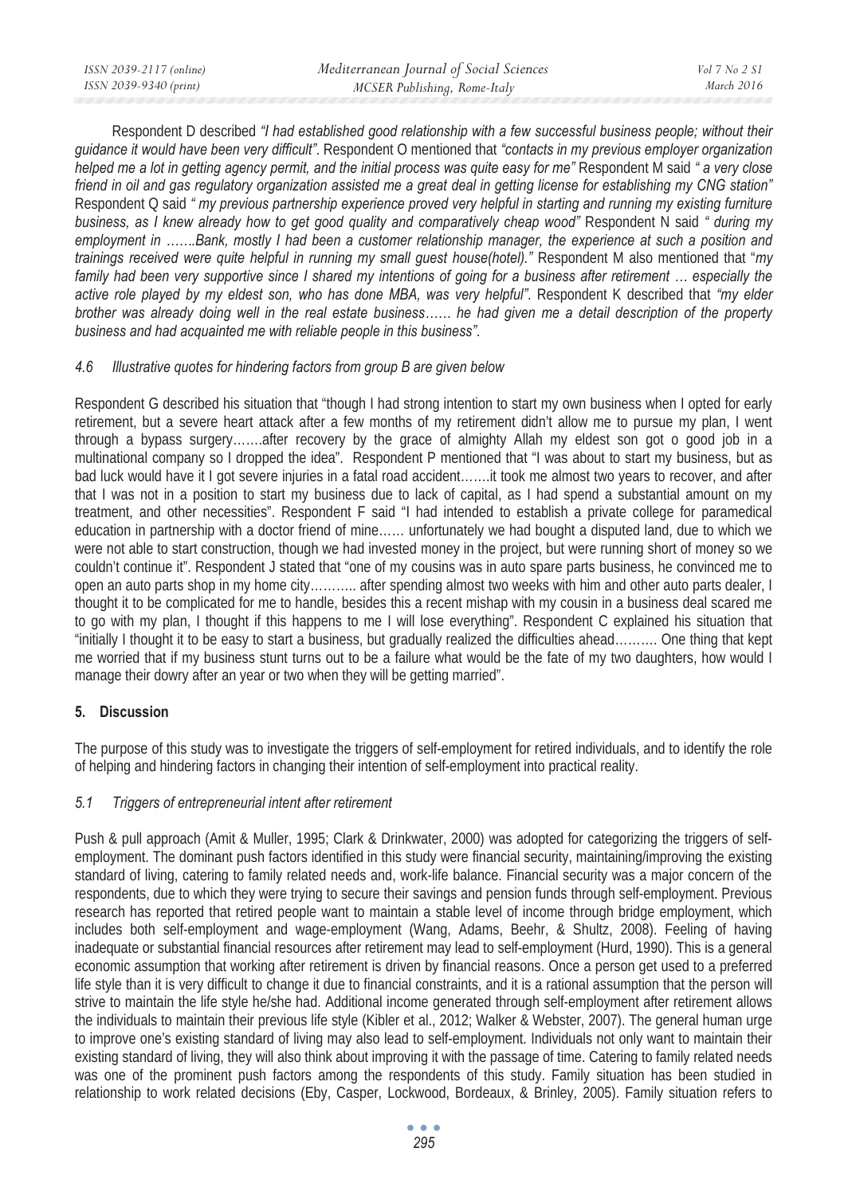Respondent D described *"I had established good relationship with a few successful business people; without their guidance it would have been very difficult"*. Respondent O mentioned that *"contacts in my previous employer organization helped me a lot in getting agency permit, and the initial process was quite easy for me"* Respondent M said *" a very close friend in oil and gas regulatory organization assisted me a great deal in getting license for establishing my CNG station"* Respondent Q said *" my previous partnership experience proved very helpful in starting and running my existing furniture business, as I knew already how to get good quality and comparatively cheap wood"* Respondent N said *" during my employment in …….Bank, mostly I had been a customer relationship manager, the experience at such a position and trainings received were quite helpful in running my small guest house(hotel)."* Respondent M also mentioned that "*my family had been very supportive since I shared my intentions of going for a business after retirement … especially the active role played by my eldest son, who has done MBA, was very helpful"*. Respondent K described that *"my elder brother was already doing well in the real estate business…… he had given me a detail description of the property business and had acquainted me with reliable people in this business"*.

### *4.6 Illustrative quotes for hindering factors from group B are given below*

Respondent G described his situation that "though I had strong intention to start my own business when I opted for early retirement, but a severe heart attack after a few months of my retirement didn't allow me to pursue my plan, I went through a bypass surgery…….after recovery by the grace of almighty Allah my eldest son got o good job in a multinational company so I dropped the idea". Respondent P mentioned that "I was about to start my business, but as bad luck would have it I got severe injuries in a fatal road accident…….it took me almost two years to recover, and after that I was not in a position to start my business due to lack of capital, as I had spend a substantial amount on my treatment, and other necessities". Respondent F said "I had intended to establish a private college for paramedical education in partnership with a doctor friend of mine…… unfortunately we had bought a disputed land, due to which we were not able to start construction, though we had invested money in the project, but were running short of money so we couldn't continue it". Respondent J stated that "one of my cousins was in auto spare parts business, he convinced me to open an auto parts shop in my home city……….. after spending almost two weeks with him and other auto parts dealer, I thought it to be complicated for me to handle, besides this a recent mishap with my cousin in a business deal scared me to go with my plan, I thought if this happens to me I will lose everything". Respondent C explained his situation that "initially I thought it to be easy to start a business, but gradually realized the difficulties ahead………. One thing that kept me worried that if my business stunt turns out to be a failure what would be the fate of my two daughters, how would I manage their dowry after an year or two when they will be getting married".

## 5. Discussion

The purpose of this study was to investigate the triggers of self-employment for retired individuals, and to identify the role of helping and hindering factors in changing their intention of self-employment into practical reality.

### *5.1 Triggers of entrepreneurial intent after retirement*

Push & pull approach (Amit & Muller, 1995; Clark & Drinkwater, 2000) was adopted for categorizing the triggers of self-employment. The dominant push factors identified in this study were financial security, maintaining/improving the existing standard of living, catering to family related needs and, work-life balance. Financial security was a major concern of the respondents, due to which they were trying to secure their savings and pension funds through self-employment. Previous research has reported that retired people want to maintain a stable level of income through bridge employment, which includes both self-employment and wage-employment (Wang, Adams, Beehr, & Shultz, 2008). Feeling of having inadequate or substantial financial resources after retirement may lead to self-employment (Hurd, 1990). This is a general economic assumption that working after retirement is driven by financial reasons. Once a person get used to a preferred life style than it is very difficult to change it due to financial constraints, and it is a rational assumption that the person will strive to maintain the life style he/she had. Additional income generated through self-employment after retirement allows the individuals to maintain their previous life style (Kibler et al., 2012; Walker & Webster, 2007). The general human urge to improve one's existing standard of living may also lead to self-employment. Individuals not only want to maintain their existing standard of living, they will also think about improving it with the passage of time. Catering to family related needs was one of the prominent push factors among the respondents of this study. Family situation has been studied in relationship to work related decisions (Eby, Casper, Lockwood, Bordeaux, & Brinley, 2005). Family situation refers to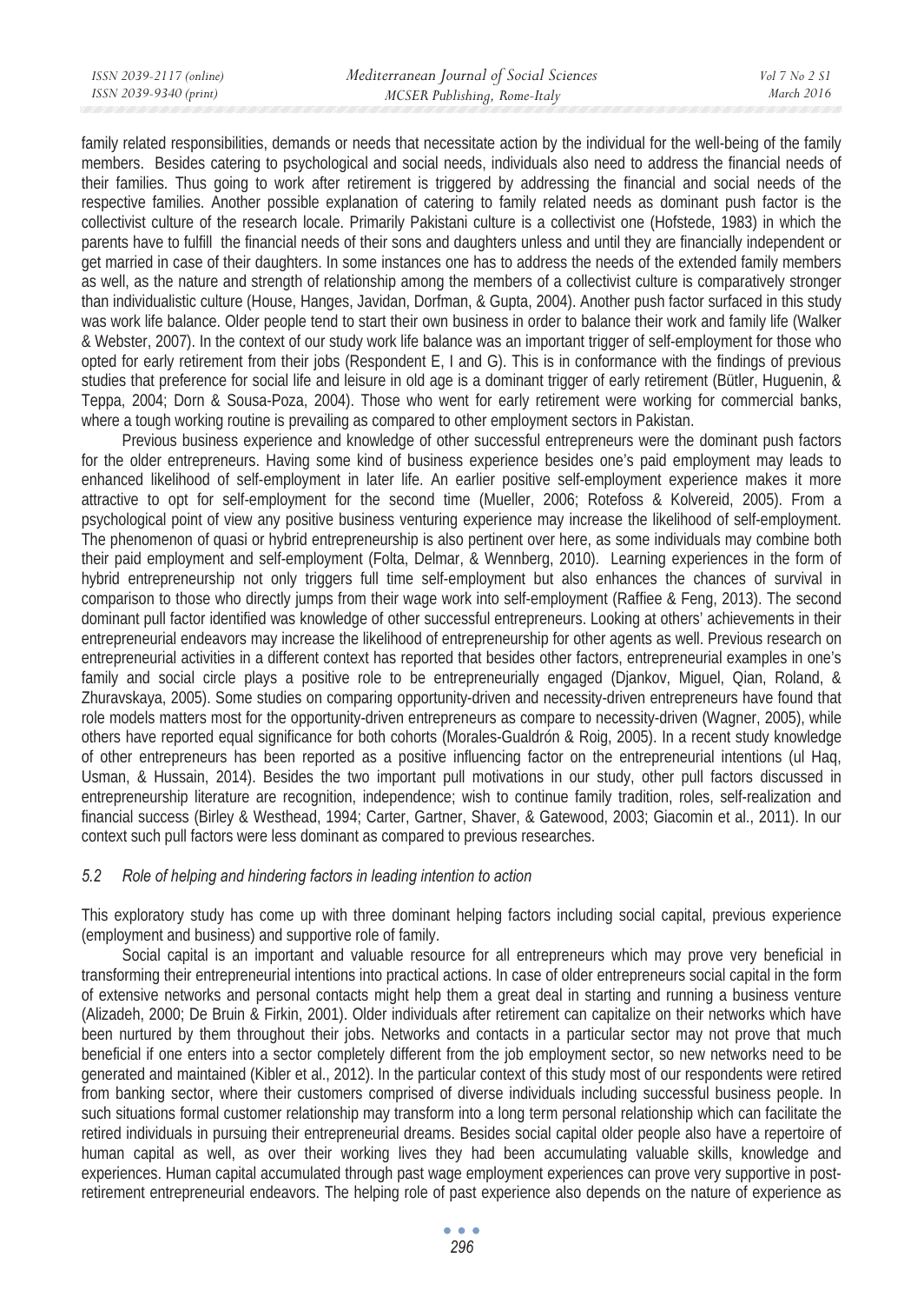family related responsibilities, demands or needs that necessitate action by the individual for the well-being of the family members. Besides catering to psychological and social needs, individuals also need to address the financial needs of their families. Thus going to work after retirement is triggered by addressing the financial and social needs of the respective families. Another possible explanation of catering to family related needs as dominant push factor is the collectivist culture of the research locale. Primarily Pakistani culture is a collectivist one (Hofstede, 1983) in which the parents have to fulfill the financial needs of their sons and daughters unless and until they are financially independent or get married in case of their daughters. In some instances one has to address the needs of the extended family members as well, as the nature and strength of relationship among the members of a collectivist culture is comparatively stronger than individualistic culture (House, Hanges, Javidan, Dorfman, & Gupta, 2004). Another push factor surfaced in this study was work life balance. Older people tend to start their own business in order to balance their work and family life (Walker & Webster, 2007). In the context of our study work life balance was an important trigger of self-employment for those who opted for early retirement from their jobs (Respondent E, I and G). This is in conformance with the findings of previous studies that preference for social life and leisure in old age is a dominant trigger of early retirement (Bütler, Huguenin, & Teppa, 2004; Dorn & Sousa-Poza, 2004). Those who went for early retirement were working for commercial banks, where a tough working routine is prevailing as compared to other employment sectors in Pakistan.

Previous business experience and knowledge of other successful entrepreneurs were the dominant push factors for the older entrepreneurs. Having some kind of business experience besides one's paid employment may leads to enhanced likelihood of self-employment in later life. An earlier positive self-employment experience makes it more attractive to opt for self-employment for the second time (Mueller, 2006; Rotefoss & Kolvereid, 2005). From a psychological point of view any positive business venturing experience may increase the likelihood of self-employment. The phenomenon of quasi or hybrid entrepreneurship is also pertinent over here, as some individuals may combine both their paid employment and self-employment (Folta, Delmar, & Wennberg, 2010). Learning experiences in the form of hybrid entrepreneurship not only triggers full time self-employment but also enhances the chances of survival in comparison to those who directly jumps from their wage work into self-employment (Raffiee & Feng, 2013). The second dominant pull factor identified was knowledge of other successful entrepreneurs. Looking at others' achievements in their entrepreneurial endeavors may increase the likelihood of entrepreneurship for other agents as well. Previous research on entrepreneurial activities in a different context has reported that besides other factors, entrepreneurial examples in one's family and social circle plays a positive role to be entrepreneurially engaged (Djankov, Miguel, Qian, Roland, & Zhuravskaya, 2005). Some studies on comparing opportunity-driven and necessity-driven entrepreneurs have found that role models matters most for the opportunity-driven entrepreneurs as compare to necessity-driven (Wagner, 2005), while others have reported equal significance for both cohorts (Morales-Gualdrón & Roig, 2005). In a recent study knowledge of other entrepreneurs has been reported as a positive influencing factor on the entrepreneurial intentions (ul Haq, Usman, & Hussain, 2014). Besides the two important pull motivations in our study, other pull factors discussed in entrepreneurship literature are recognition, independence; wish to continue family tradition, roles, self-realization and financial success (Birley & Westhead, 1994; Carter, Gartner, Shaver, & Gatewood, 2003; Giacomin et al., 2011). In our context such pull factors were less dominant as compared to previous researches.

### *5.2 Role of helping and hindering factors in leading intention to action*

This exploratory study has come up with three dominant helping factors including social capital, previous experience (employment and business) and supportive role of family.

Social capital is an important and valuable resource for all entrepreneurs which may prove very beneficial in transforming their entrepreneurial intentions into practical actions. In case of older entrepreneurs social capital in the form of extensive networks and personal contacts might help them a great deal in starting and running a business venture (Alizadeh, 2000; De Bruin & Firkin, 2001). Older individuals after retirement can capitalize on their networks which have been nurtured by them throughout their jobs. Networks and contacts in a particular sector may not prove that much beneficial if one enters into a sector completely different from the job employment sector, so new networks need to be generated and maintained (Kibler et al., 2012). In the particular context of this study most of our respondents were retired from banking sector, where their customers comprised of diverse individuals including successful business people. In such situations formal customer relationship may transform into a long term personal relationship which can facilitate the retired individuals in pursuing their entrepreneurial dreams. Besides social capital older people also have a repertoire of human capital as well, as over their working lives they had been accumulating valuable skills, knowledge and experiences. Human capital accumulated through past wage employment experiences can prove very supportive in post-retirement entrepreneurial endeavors. The helping role of past experience also depends on the nature of experience as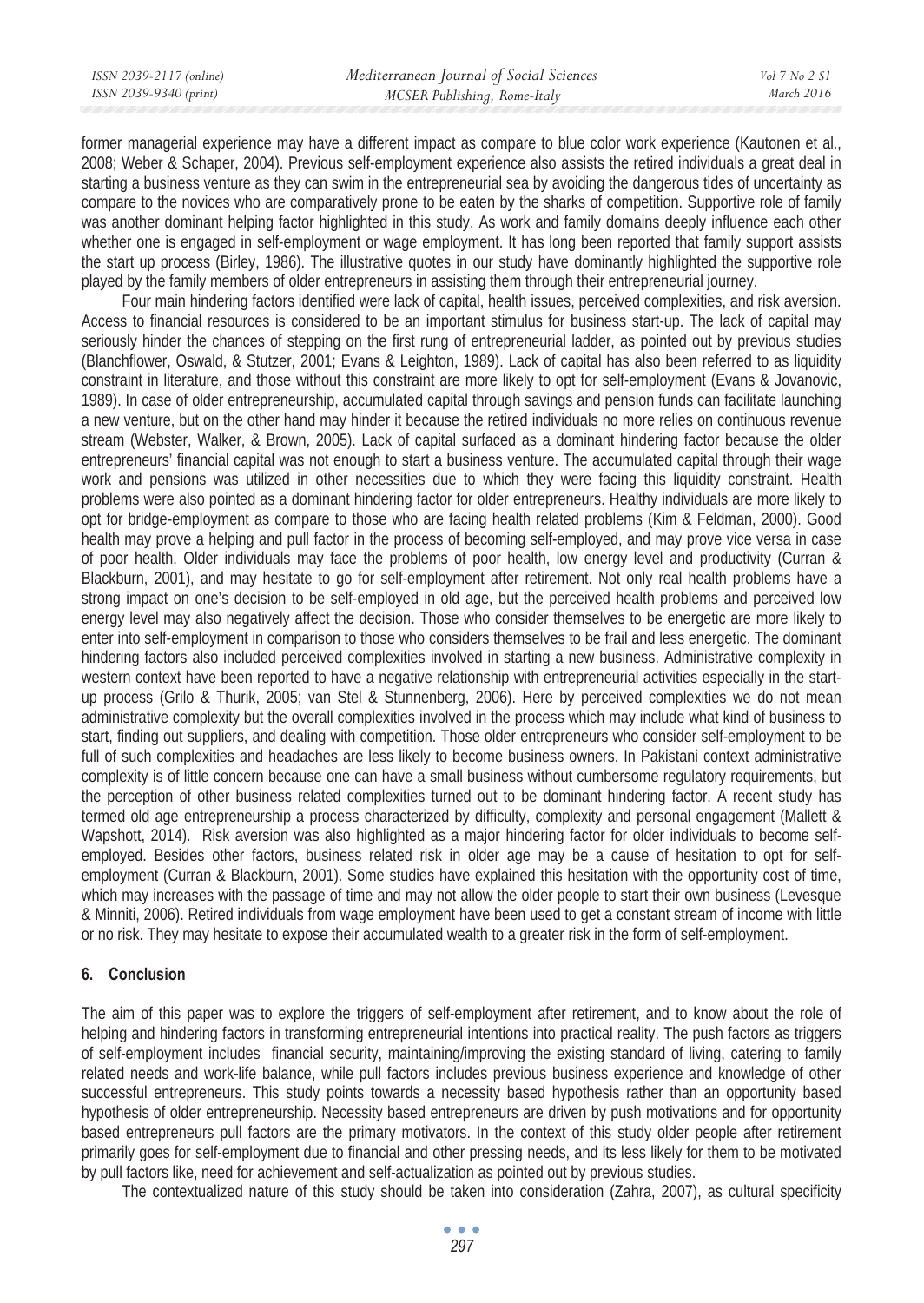former managerial experience may have a different impact as compare to blue color work experience (Kautonen et al., 2008; Weber & Schaper, 2004). Previous self-employment experience also assists the retired individuals a great deal in starting a business venture as they can swim in the entrepreneurial sea by avoiding the dangerous tides of uncertainty as compare to the novices who are comparatively prone to be eaten by the sharks of competition. Supportive role of family was another dominant helping factor highlighted in this study. As work and family domains deeply influence each other whether one is engaged in self-employment or wage employment. It has long been reported that family support assists the start up process (Birley, 1986). The illustrative quotes in our study have dominantly highlighted the supportive role played by the family members of older entrepreneurs in assisting them through their entrepreneurial journey.

Four main hindering factors identified were lack of capital, health issues, perceived complexities, and risk aversion. Access to financial resources is considered to be an important stimulus for business start-up. The lack of capital may seriously hinder the chances of stepping on the first rung of entrepreneurial ladder, as pointed out by previous studies (Blanchflower, Oswald, & Stutzer, 2001; Evans & Leighton, 1989). Lack of capital has also been referred to as liquidity constraint in literature, and those without this constraint are more likely to opt for self-employment (Evans & Jovanovic, 1989). In case of older entrepreneurship, accumulated capital through savings and pension funds can facilitate launching a new venture, but on the other hand may hinder it because the retired individuals no more relies on continuous revenue stream (Webster, Walker, & Brown, 2005). Lack of capital surfaced as a dominant hindering factor because the older entrepreneurs' financial capital was not enough to start a business venture. The accumulated capital through their wage work and pensions was utilized in other necessities due to which they were facing this liquidity constraint. Health problems were also pointed as a dominant hindering factor for older entrepreneurs. Healthy individuals are more likely to opt for bridge-employment as compare to those who are facing health related problems (Kim & Feldman, 2000). Good health may prove a helping and pull factor in the process of becoming self-employed, and may prove vice versa in case of poor health. Older individuals may face the problems of poor health, low energy level and productivity (Curran & Blackburn, 2001), and may hesitate to go for self-employment after retirement. Not only real health problems have a strong impact on one's decision to be self-employed in old age, but the perceived health problems and perceived low energy level may also negatively affect the decision. Those who consider themselves to be energetic are more likely to enter into self-employment in comparison to those who considers themselves to be frail and less energetic. The dominant hindering factors also included perceived complexities involved in starting a new business. Administrative complexity in western context have been reported to have a negative relationship with entrepreneurial activities especially in the start-up process (Grilo & Thurik, 2005; van Stel & Stunnenberg, 2006). Here by perceived complexities we do not mean administrative complexity but the overall complexities involved in the process which may include what kind of business to start, finding out suppliers, and dealing with competition. Those older entrepreneurs who consider self-employment to be full of such complexities and headaches are less likely to become business owners. In Pakistani context administrative complexity is of little concern because one can have a small business without cumbersome regulatory requirements, but the perception of other business related complexities turned out to be dominant hindering factor. A recent study has termed old age entrepreneurship a process characterized by difficulty, complexity and personal engagement (Mallett & Wapshott, 2014). Risk aversion was also highlighted as a major hindering factor for older individuals to become self-employed. Besides other factors, business related risk in older age may be a cause of hesitation to opt for self-employment (Curran & Blackburn, 2001). Some studies have explained this hesitation with the opportunity cost of time, which may increases with the passage of time and may not allow the older people to start their own business (Levesque & Minniti, 2006). Retired individuals from wage employment have been used to get a constant stream of income with little or no risk. They may hesitate to expose their accumulated wealth to a greater risk in the form of self-employment.

## 6. Conclusion

The aim of this paper was to explore the triggers of self-employment after retirement, and to know about the role of helping and hindering factors in transforming entrepreneurial intentions into practical reality. The push factors as triggers of self-employment includes financial security, maintaining/improving the existing standard of living, catering to family related needs and work-life balance, while pull factors includes previous business experience and knowledge of other successful entrepreneurs. This study points towards a necessity based hypothesis rather than an opportunity based hypothesis of older entrepreneurship. Necessity based entrepreneurs are driven by push motivations and for opportunity based entrepreneurs pull factors are the primary motivators. In the context of this study older people after retirement primarily goes for self-employment due to financial and other pressing needs, and its less likely for them to be motivated by pull factors like, need for achievement and self-actualization as pointed out by previous studies.

The contextualized nature of this study should be taken into consideration (Zahra, 2007), as cultural specificity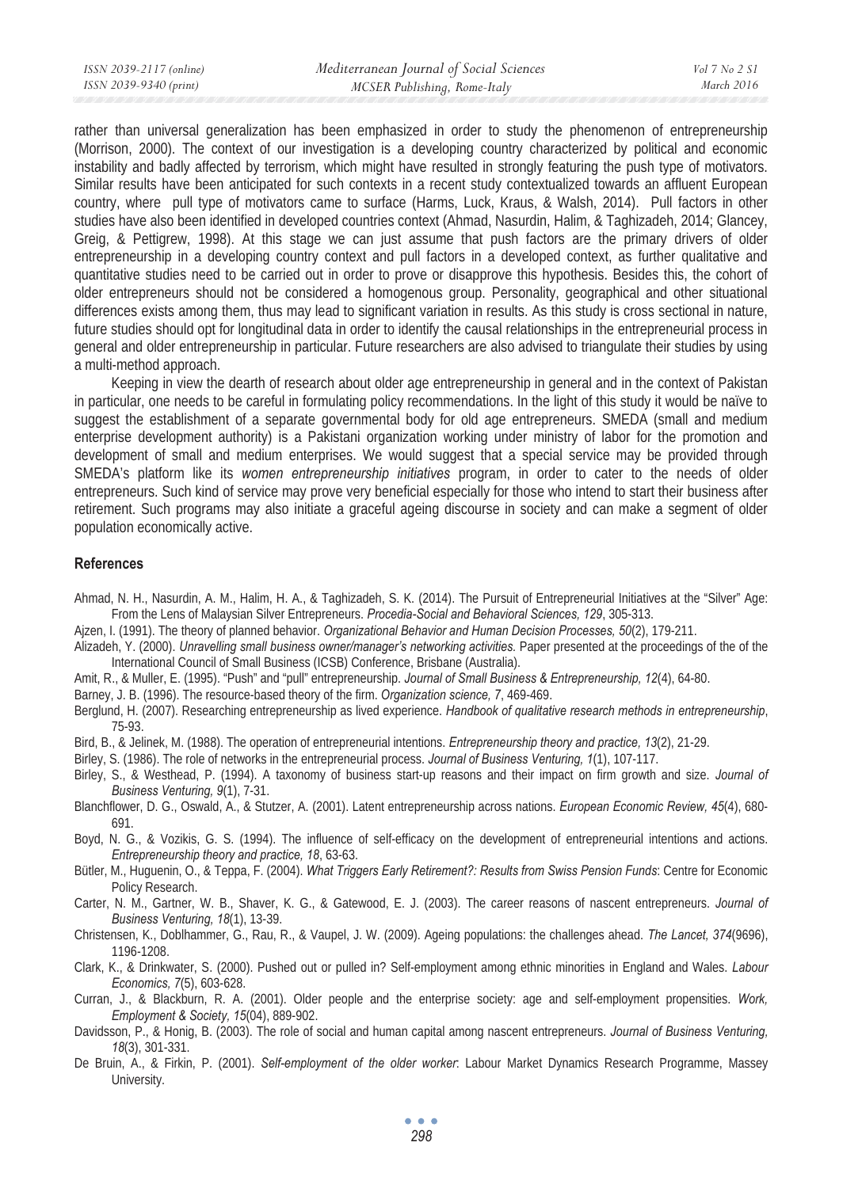rather than universal generalization has been emphasized in order to study the phenomenon of entrepreneurship (Morrison, 2000). The context of our investigation is a developing country characterized by political and economic instability and badly affected by terrorism, which might have resulted in strongly featuring the push type of motivators. Similar results have been anticipated for such contexts in a recent study contextualized towards an affluent European country, where pull type of motivators came to surface (Harms, Luck, Kraus, & Walsh, 2014). Pull factors in other studies have also been identified in developed countries context (Ahmad, Nasurdin, Halim, & Taghizadeh, 2014; Glancey, Greig, & Pettigrew, 1998). At this stage we can just assume that push factors are the primary drivers of older entrepreneurship in a developing country context and pull factors in a developed context, as further qualitative and quantitative studies need to be carried out in order to prove or disapprove this hypothesis. Besides this, the cohort of older entrepreneurs should not be considered a homogenous group. Personality, geographical and other situational differences exists among them, thus may lead to significant variation in results. As this study is cross sectional in nature, future studies should opt for longitudinal data in order to identify the causal relationships in the entrepreneurial process in general and older entrepreneurship in particular. Future researchers are also advised to triangulate their studies by using a multi-method approach.

Keeping in view the dearth of research about older age entrepreneurship in general and in the context of Pakistan in particular, one needs to be careful in formulating policy recommendations. In the light of this study it would be naïve to suggest the establishment of a separate governmental body for old age entrepreneurs. SMEDA (small and medium enterprise development authority) is a Pakistani organization working under ministry of labor for the promotion and development of small and medium enterprises. We would suggest that a special service may be provided through SMEDA's platform like its *women entrepreneurship initiatives* program, in order to cater to the needs of older entrepreneurs. Such kind of service may prove very beneficial especially for those who intend to start their business after retirement. Such programs may also initiate a graceful ageing discourse in society and can make a segment of older population economically active.

## References

Ahmad, N. H., Nasurdin, A. M., Halim, H. A., & Taghizadeh, S. K. (2014). The Pursuit of Entrepreneurial Initiatives at the "Silver" Age: From the Lens of Malaysian Silver Entrepreneurs. *Procedia-Social and Behavioral Sciences, 129*, 305-313.

Ajzen, I. (1991). The theory of planned behavior. *Organizational Behavior and Human Decision Processes, 50*(2), 179-211.

Alizadeh, Y. (2000). *Unravelling small business owner/manager's networking activities.* Paper presented at the proceedings of the of the International Council of Small Business (ICSB) Conference, Brisbane (Australia).

Amit, R., & Muller, E. (1995). "Push" and "pull" entrepreneurship. *Journal of Small Business & Entrepreneurship, 12*(4), 64-80.

Barney, J. B. (1996). The resource-based theory of the firm. *Organization science, 7*, 469-469.

Berglund, H. (2007). Researching entrepreneurship as lived experience. *Handbook of qualitative research methods in entrepreneurship*, 75-93.

Bird, B., & Jelinek, M. (1988). The operation of entrepreneurial intentions. *Entrepreneurship theory and practice, 13*(2), 21-29.

Birley, S. (1986). The role of networks in the entrepreneurial process. *Journal of Business Venturing, 1*(1), 107-117.

Birley, S., & Westhead, P. (1994). A taxonomy of business start-up reasons and their impact on firm growth and size. *Journal of Business Venturing, 9*(1), 7-31.

Blanchflower, D. G., Oswald, A., & Stutzer, A. (2001). Latent entrepreneurship across nations. *European Economic Review, 45*(4), 680-691.

Boyd, N. G., & Vozikis, G. S. (1994). The influence of self-efficacy on the development of entrepreneurial intentions and actions. *Entrepreneurship theory and practice, 18*, 63-63.

Bütler, M., Huguenin, O., & Teppa, F. (2004). *What Triggers Early Retirement?: Results from Swiss Pension Funds*: Centre for Economic Policy Research.

Carter, N. M., Gartner, W. B., Shaver, K. G., & Gatewood, E. J. (2003). The career reasons of nascent entrepreneurs. *Journal of Business Venturing, 18*(1), 13-39.

Christensen, K., Doblhammer, G., Rau, R., & Vaupel, J. W. (2009). Ageing populations: the challenges ahead. *The Lancet, 374*(9696), 1196-1208.

Clark, K., & Drinkwater, S. (2000). Pushed out or pulled in? Self-employment among ethnic minorities in England and Wales. *Labour Economics, 7*(5), 603-628.

Curran, J., & Blackburn, R. A. (2001). Older people and the enterprise society: age and self-employment propensities. *Work, Employment & Society, 15*(04), 889-902.

Davidsson, P., & Honig, B. (2003). The role of social and human capital among nascent entrepreneurs. *Journal of Business Venturing, 18*(3), 301-331.

De Bruin, A., & Firkin, P. (2001). *Self-employment of the older worker*: Labour Market Dynamics Research Programme, Massey University.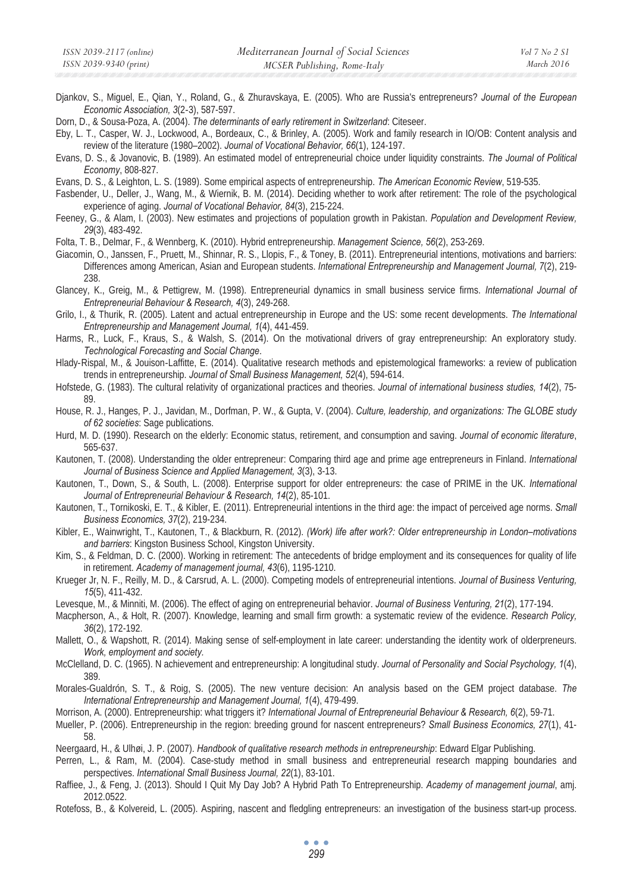Djankov, S., Miguel, E., Qian, Y., Roland, G., & Zhuravskaya, E. (2005). Who are Russia's entrepreneurs? *Journal of the European Economic Association, 3*(2-3), 587-597.

Dorn, D., & Sousa-Poza, A. (2004). *The determinants of early retirement in Switzerland*: Citeseer.

Eby, L. T., Casper, W. J., Lockwood, A., Bordeaux, C., & Brinley, A. (2005). Work and family research in IO/OB: Content analysis and review of the literature (1980–2002). *Journal of Vocational Behavior, 66*(1), 124-197.

Evans, D. S., & Jovanovic, B. (1989). An estimated model of entrepreneurial choice under liquidity constraints. *The Journal of Political Economy*, 808-827.

Evans, D. S., & Leighton, L. S. (1989). Some empirical aspects of entrepreneurship. *The American Economic Review*, 519-535.

Fasbender, U., Deller, J., Wang, M., & Wiernik, B. M. (2014). Deciding whether to work after retirement: The role of the psychological experience of aging. *Journal of Vocational Behavior, 84*(3), 215-224.

Feeney, G., & Alam, I. (2003). New estimates and projections of population growth in Pakistan. *Population and Development Review, 29*(3), 483-492.

Folta, T. B., Delmar, F., & Wennberg, K. (2010). Hybrid entrepreneurship. *Management Science, 56*(2), 253-269.

Giacomin, O., Janssen, F., Pruett, M., Shinnar, R. S., Llopis, F., & Toney, B. (2011). Entrepreneurial intentions, motivations and barriers: Differences among American, Asian and European students. *International Entrepreneurship and Management Journal, 7*(2), 219-238.

Glancey, K., Greig, M., & Pettigrew, M. (1998). Entrepreneurial dynamics in small business service firms. *International Journal of Entrepreneurial Behaviour & Research, 4*(3), 249-268.

Grilo, I., & Thurik, R. (2005). Latent and actual entrepreneurship in Europe and the US: some recent developments. *The International Entrepreneurship and Management Journal, 1*(4), 441-459.

Harms, R., Luck, F., Kraus, S., & Walsh, S. (2014). On the motivational drivers of gray entrepreneurship: An exploratory study. *Technological Forecasting and Social Change*.

Hlady-Rispal, M., & Jouison-Laffitte, E. (2014). Qualitative research methods and epistemological frameworks: a review of publication trends in entrepreneurship. *Journal of Small Business Management, 52*(4), 594-614.

Hofstede, G. (1983). The cultural relativity of organizational practices and theories. *Journal of international business studies, 14*(2), 75-89.

House, R. J., Hanges, P. J., Javidan, M., Dorfman, P. W., & Gupta, V. (2004). *Culture, leadership, and organizations: The GLOBE study of 62 societies*: Sage publications.

Hurd, M. D. (1990). Research on the elderly: Economic status, retirement, and consumption and saving. *Journal of economic literature*, 565-637.

Kautonen, T. (2008). Understanding the older entrepreneur: Comparing third age and prime age entrepreneurs in Finland. *International Journal of Business Science and Applied Management, 3*(3), 3-13.

Kautonen, T., Down, S., & South, L. (2008). Enterprise support for older entrepreneurs: the case of PRIME in the UK. *International Journal of Entrepreneurial Behaviour & Research, 14*(2), 85-101.

Kautonen, T., Tornikoski, E. T., & Kibler, E. (2011). Entrepreneurial intentions in the third age: the impact of perceived age norms. *Small Business Economics, 37*(2), 219-234.

Kibler, E., Wainwright, T., Kautonen, T., & Blackburn, R. (2012). *(Work) life after work?: Older entrepreneurship in London–motivations and barriers*: Kingston Business School, Kingston University.

Kim, S., & Feldman, D. C. (2000). Working in retirement: The antecedents of bridge employment and its consequences for quality of life in retirement. *Academy of management journal, 43*(6), 1195-1210.

Krueger Jr, N. F., Reilly, M. D., & Carsrud, A. L. (2000). Competing models of entrepreneurial intentions. *Journal of Business Venturing, 15*(5), 411-432.

Levesque, M., & Minniti, M. (2006). The effect of aging on entrepreneurial behavior. *Journal of Business Venturing, 21*(2), 177-194.

Macpherson, A., & Holt, R. (2007). Knowledge, learning and small firm growth: a systematic review of the evidence. *Research Policy, 36*(2), 172-192.

Mallett, O., & Wapshott, R. (2014). Making sense of self-employment in late career: understanding the identity work of olderpreneurs. *Work, employment and society*.

McClelland, D. C. (1965). N achievement and entrepreneurship: A longitudinal study. *Journal of Personality and Social Psychology, 1*(4), 389.

Morales-Gualdrón, S. T., & Roig, S. (2005). The new venture decision: An analysis based on the GEM project database. *The International Entrepreneurship and Management Journal, 1*(4), 479-499.

Morrison, A. (2000). Entrepreneurship: what triggers it? *International Journal of Entrepreneurial Behaviour & Research, 6*(2), 59-71.

Mueller, P. (2006). Entrepreneurship in the region: breeding ground for nascent entrepreneurs? *Small Business Economics, 27*(1), 41-58.

Neergaard, H., & Ulhøi, J. P. (2007). *Handbook of qualitative research methods in entrepreneurship*: Edward Elgar Publishing.

Perren, L., & Ram, M. (2004). Case-study method in small business and entrepreneurial research mapping boundaries and perspectives. *International Small Business Journal, 22*(1), 83-101.

Raffiee, J., & Feng, J. (2013). Should I Quit My Day Job? A Hybrid Path To Entrepreneurship. *Academy of management journal*, amj. 2012.0522.

Rotefoss, B., & Kolvereid, L. (2005). Aspiring, nascent and fledgling entrepreneurs: an investigation of the business start-up process.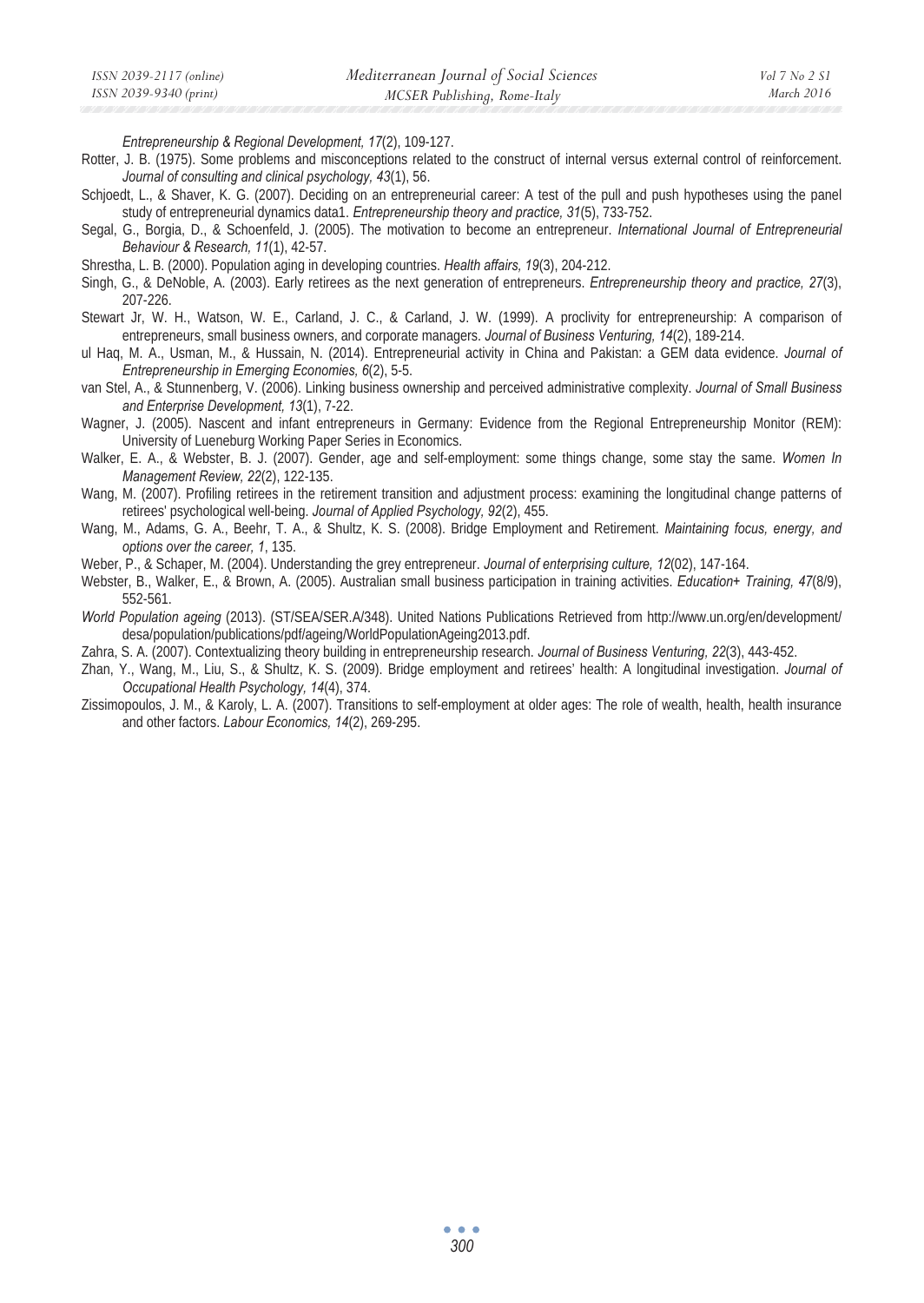*Entrepreneurship & Regional Development, 17*(2), 109-127.

Rotter, J. B. (1975). Some problems and misconceptions related to the construct of internal versus external control of reinforcement. *Journal of consulting and clinical psychology, 43*(1), 56.

Schjoedt, L., & Shaver, K. G. (2007). Deciding on an entrepreneurial career: A test of the pull and push hypotheses using the panel study of entrepreneurial dynamics data1. *Entrepreneurship theory and practice, 31*(5), 733-752.

Segal, G., Borgia, D., & Schoenfeld, J. (2005). The motivation to become an entrepreneur. *International Journal of Entrepreneurial Behaviour & Research, 11*(1), 42-57.

Shrestha, L. B. (2000). Population aging in developing countries. *Health affairs, 19*(3), 204-212.

Singh, G., & DeNoble, A. (2003). Early retirees as the next generation of entrepreneurs. *Entrepreneurship theory and practice, 27*(3), 207-226.

Stewart Jr, W. H., Watson, W. E., Carland, J. C., & Carland, J. W. (1999). A proclivity for entrepreneurship: A comparison of entrepreneurs, small business owners, and corporate managers. *Journal of Business Venturing, 14*(2), 189-214.

ul Haq, M. A., Usman, M., & Hussain, N. (2014). Entrepreneurial activity in China and Pakistan: a GEM data evidence. *Journal of Entrepreneurship in Emerging Economies, 6*(2), 5-5.

van Stel, A., & Stunnenberg, V. (2006). Linking business ownership and perceived administrative complexity. *Journal of Small Business and Enterprise Development, 13*(1), 7-22.

Wagner, J. (2005). Nascent and infant entrepreneurs in Germany: Evidence from the Regional Entrepreneurship Monitor (REM): University of Lueneburg Working Paper Series in Economics.

Walker, E. A., & Webster, B. J. (2007). Gender, age and self-employment: some things change, some stay the same. *Women In Management Review, 22*(2), 122-135.

Wang, M. (2007). Profiling retirees in the retirement transition and adjustment process: examining the longitudinal change patterns of retirees' psychological well-being. *Journal of Applied Psychology, 92*(2), 455.

Wang, M., Adams, G. A., Beehr, T. A., & Shultz, K. S. (2008). Bridge Employment and Retirement. *Maintaining focus, energy, and options over the career, 1*, 135.

Weber, P., & Schaper, M. (2004). Understanding the grey entrepreneur. *Journal of enterprising culture, 12*(02), 147-164.

Webster, B., Walker, E., & Brown, A. (2005). Australian small business participation in training activities. *Education+ Training, 47*(8/9), 552-561.

*World Population ageing* (2013). (ST/SEA/SER.A/348). United Nations Publications Retrieved from http://www.un.org/en/development/desa/population/publications/pdf/ageing/WorldPopulationAgeing2013.pdf.

Zahra, S. A. (2007). Contextualizing theory building in entrepreneurship research. *Journal of Business Venturing, 22*(3), 443-452.

Zhan, Y., Wang, M., Liu, S., & Shultz, K. S. (2009). Bridge employment and retirees' health: A longitudinal investigation. *Journal of Occupational Health Psychology, 14*(4), 374.

Zissimopoulos, J. M., & Karoly, L. A. (2007). Transitions to self-employment at older ages: The role of wealth, health, health insurance and other factors. *Labour Economics, 14*(2), 269-295.